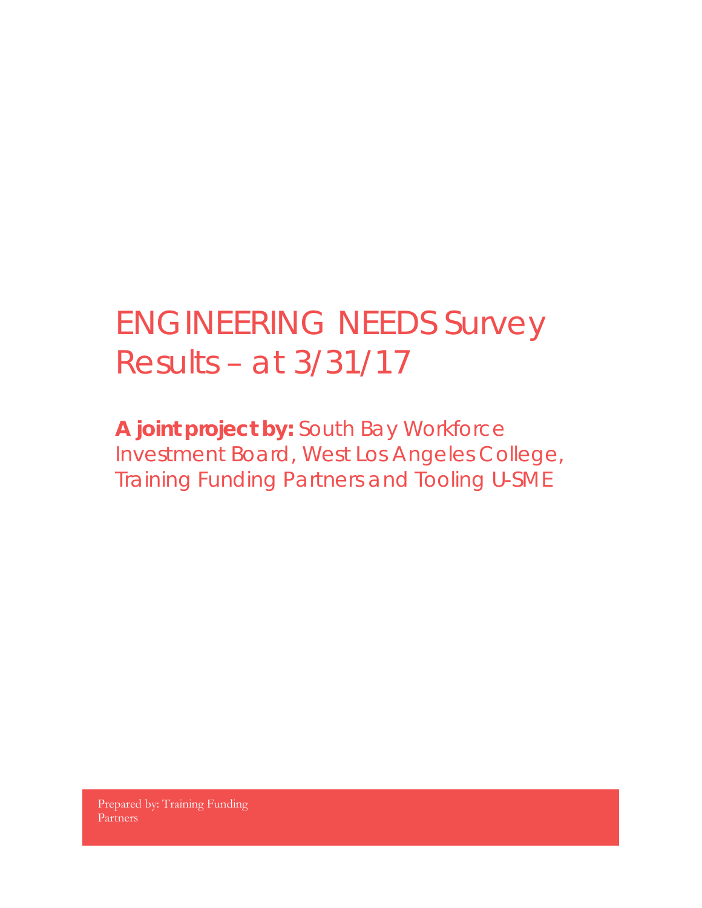# ENGINEERING NEEDS Survey Results – at 3/31/17

**A joint project by:** South Bay Workforce Investment Board, West Los Angeles College, Training Funding Partners and Tooling U-SME

Prepared by: Training Funding Partners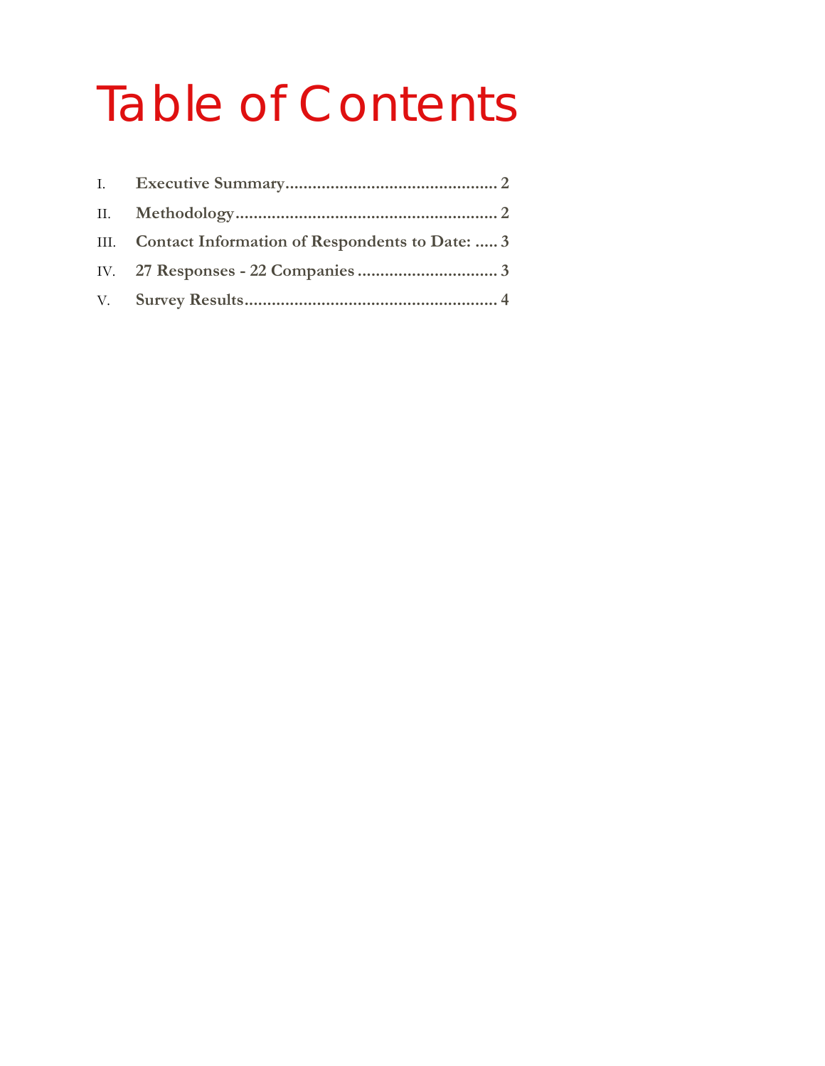# Table of Contents

I. **Executive Summary** ............................................... 2

II. **Methodology** .......................................................... 2

III. **Contact Information of Respondents to Date:** ..... 3

IV. **27 Responses - 22 Companies** ............................... 3

V. **Survey Results** ........................................................ 4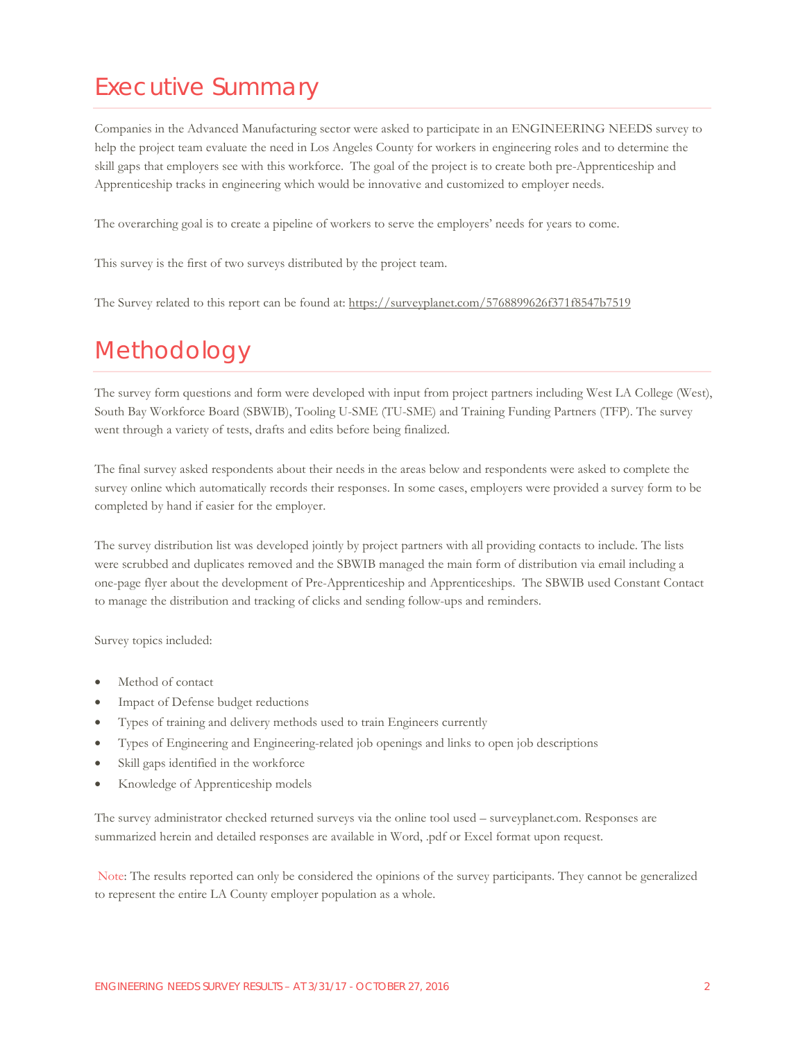# Executive Summary

Companies in the Advanced Manufacturing sector were asked to participate in an ENGINEERING NEEDS survey to help the project team evaluate the need in Los Angeles County for workers in engineering roles and to determine the skill gaps that employers see with this workforce. The goal of the project is to create both pre-Apprenticeship and Apprenticeship tracks in engineering which would be innovative and customized to employer needs.

The overarching goal is to create a pipeline of workers to serve the employers' needs for years to come.

This survey is the first of two surveys distributed by the project team.

The Survey related to this report can be found at: https://surveyplanet.com/5768899626f371f8547b7519

# Methodology

The survey form questions and form were developed with input from project partners including West LA College (West), South Bay Workforce Board (SBWIB), Tooling U-SME (TU-SME) and Training Funding Partners (TFP). The survey went through a variety of tests, drafts and edits before being finalized.

The final survey asked respondents about their needs in the areas below and respondents were asked to complete the survey online which automatically records their responses. In some cases, employers were provided a survey form to be completed by hand if easier for the employer.

The survey distribution list was developed jointly by project partners with all providing contacts to include. The lists were scrubbed and duplicates removed and the SBWIB managed the main form of distribution via email including a one-page flyer about the development of Pre-Apprenticeship and Apprenticeships. The SBWIB used Constant Contact to manage the distribution and tracking of clicks and sending follow-ups and reminders.

Survey topics included:

- Method of contact
- Impact of Defense budget reductions
- Types of training and delivery methods used to train Engineers currently
- Types of Engineering and Engineering-related job openings and links to open job descriptions
- Skill gaps identified in the workforce
- Knowledge of Apprenticeship models

The survey administrator checked returned surveys via the online tool used – surveyplanet.com. Responses are summarized herein and detailed responses are available in Word, .pdf or Excel format upon request.

Note: The results reported can only be considered the opinions of the survey participants. They cannot be generalized to represent the entire LA County employer population as a whole.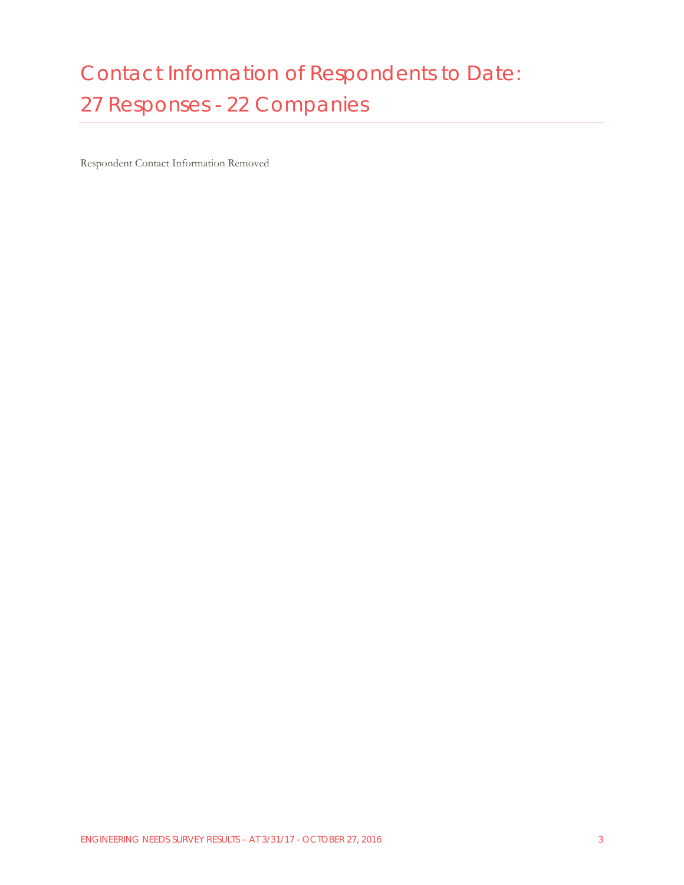# Contact Information of Respondents to Date: 27 Responses - 22 Companies

Respondent Contact Information Removed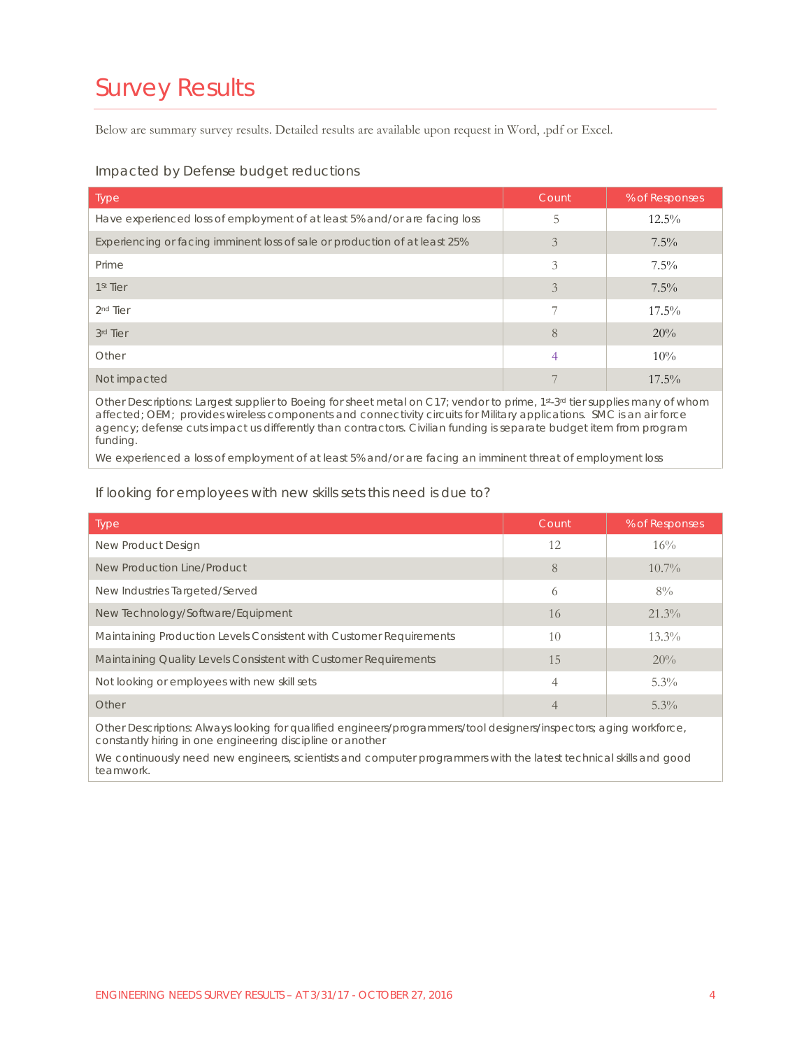# Survey Results

Below are summary survey results. Detailed results are available upon request in Word, .pdf or Excel.

### Impacted by Defense budget reductions

| Type | Count | % of Responses |
|---|---|---|
| Have experienced loss of employment of at least 5% and/or are facing loss | 5 | 12.5% |
| Experiencing or facing imminent loss of sale or production of at least 25% | 3 | 7.5% |
| Prime | 3 | 7.5% |
| 1st Tier | 3 | 7.5% |
| 2nd Tier | 7 | 17.5% |
| 3rd Tier | 8 | 20% |
| Other | 4 | 10% |
| Not impacted | 7 | 17.5% |

Other Descriptions: Largest supplier to Boeing for sheet metal on C17; vendor to prime, 1st-3rd tier supplies many of whom affected; OEM; provides wireless components and connectivity circuits for Military applications. SMC is an air force agency; defense cuts impact us differently than contractors. Civilian funding is separate budget item from program funding.

We experienced a loss of employment of at least 5% and/or are facing an imminent threat of employment loss

### If looking for employees with new skills sets this need is due to?

| Type | Count | % of Responses |
|---|---|---|
| New Product Design | 12 | 16% |
| New Production Line/Product | 8 | 10.7% |
| New Industries Targeted/Served | 6 | 8% |
| New Technology/Software/Equipment | 16 | 21.3% |
| Maintaining Production Levels Consistent with Customer Requirements | 10 | 13.3% |
| Maintaining Quality Levels Consistent with Customer Requirements | 15 | 20% |
| Not looking or employees with new skill sets | 4 | 5.3% |
| Other | 4 | 5.3% |

Other Descriptions: Always looking for qualified engineers/programmers/tool designers/inspectors; aging workforce, constantly hiring in one engineering discipline or another

We continuously need new engineers, scientists and computer programmers with the latest technical skills and good teamwork.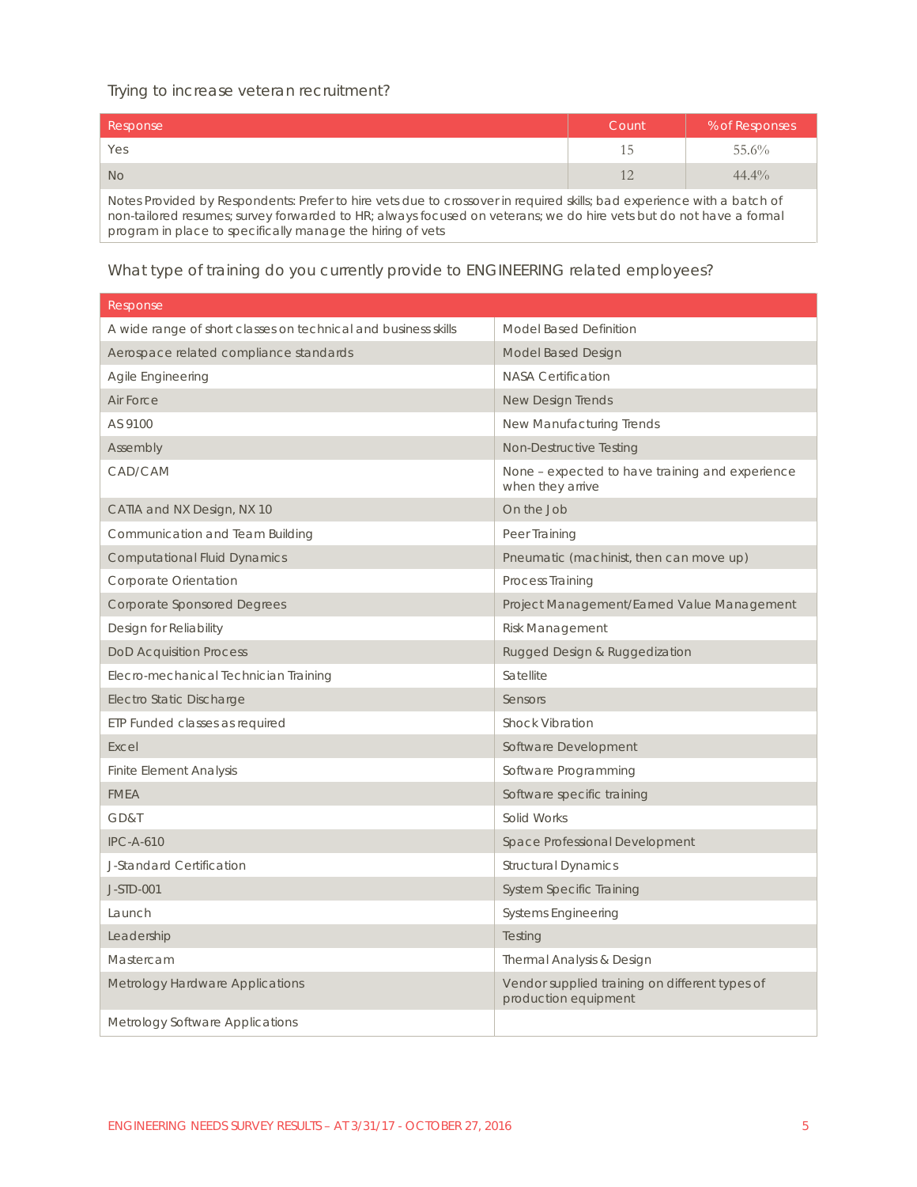## Trying to increase veteran recruitment?

| Response | Count | % of Responses |
|---|---|---|
| Yes | 15 | 55.6% |
| No | 12 | 44.4% |
| Notes Provided by Respondents: Prefer to hire vets due to crossover in required skills; bad experience with a batch of non-tailored resumes; survey forwarded to HR; always focused on veterans; we do hire vets but do not have a formal program in place to specifically manage the hiring of vets | | |

## What type of training do you currently provide to ENGINEERING related employees?

| Response | |
|---|---|
| A wide range of short classes on technical and business skills | Model Based Definition |
| Aerospace related compliance standards | Model Based Design |
| Agile Engineering | NASA Certification |
| Air Force | New Design Trends |
| AS 9100 | New Manufacturing Trends |
| Assembly | Non-Destructive Testing |
| CAD/CAM | None – expected to have training and experience when they arrive |
| CATIA and NX Design, NX 10 | On the Job |
| Communication and Team Building | Peer Training |
| Computational Fluid Dynamics | Pneumatic (machinist, then can move up) |
| Corporate Orientation | Process Training |
| Corporate Sponsored Degrees | Project Management/Earned Value Management |
| Design for Reliability | Risk Management |
| DoD Acquisition Process | Rugged Design & Ruggedization |
| Elecro-mechanical Technician Training | Satellite |
| Electro Static Discharge | Sensors |
| ETP Funded classes as required | Shock Vibration |
| Excel | Software Development |
| Finite Element Analysis | Software Programming |
| FMEA | Software specific training |
| GD&T | Solid Works |
| IPC-A-610 | Space Professional Development |
| J-Standard Certification | Structural Dynamics |
| J-STD-001 | System Specific Training |
| Launch | Systems Engineering |
| Leadership | Testing |
| Mastercam | Thermal Analysis & Design |
| Metrology Hardware Applications | Vendor supplied training on different types of production equipment |
| Metrology Software Applications | |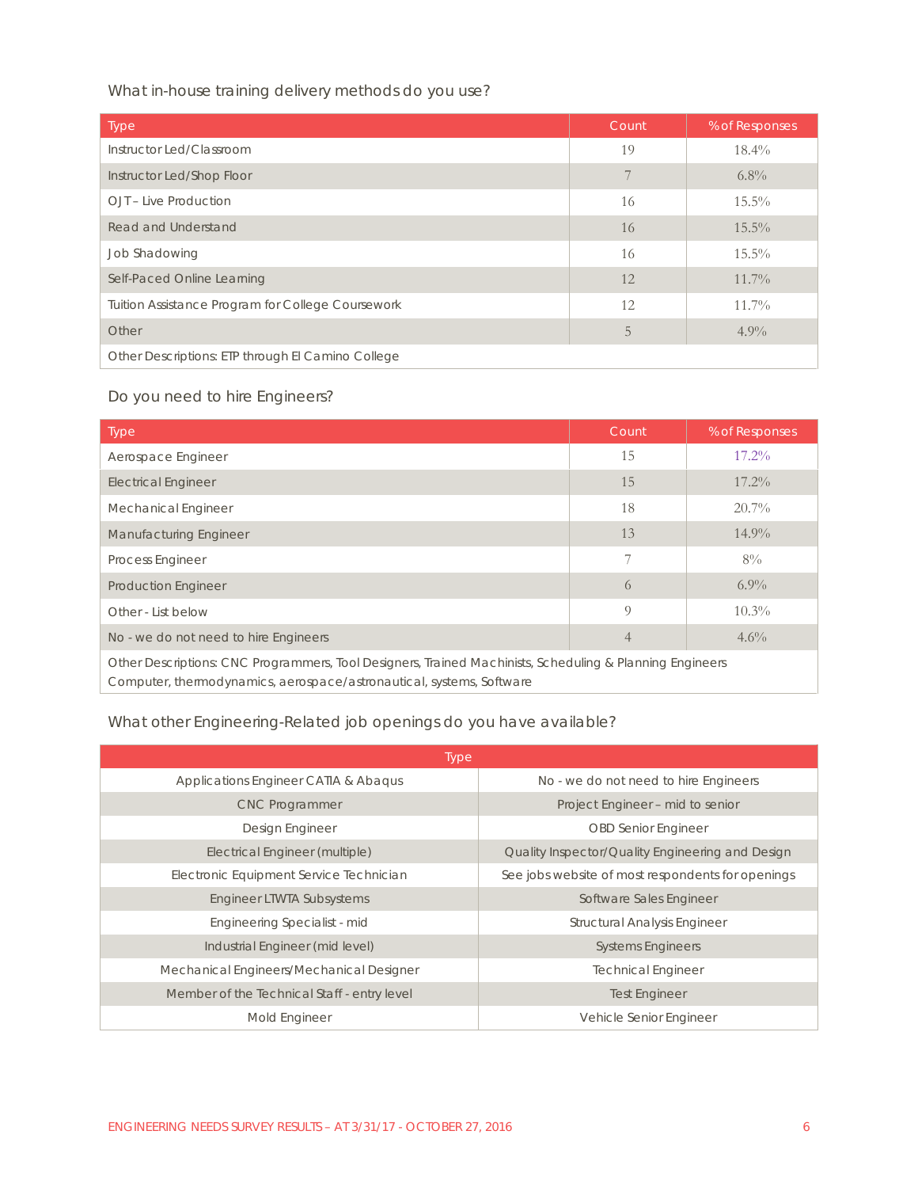### What in-house training delivery methods do you use?

| Type | Count | % of Responses |
|---|---|---|
| Instructor Led/Classroom | 19 | 18.4% |
| Instructor Led/Shop Floor | 7 | 6.8% |
| OJT – Live Production | 16 | 15.5% |
| Read and Understand | 16 | 15.5% |
| Job Shadowing | 16 | 15.5% |
| Self-Paced Online Learning | 12 | 11.7% |
| Tuition Assistance Program for College Coursework | 12 | 11.7% |
| Other | 5 | 4.9% |
| Other Descriptions: ETP through El Camino College | | |

### Do you need to hire Engineers?

| Type | Count | % of Responses |
|---|---|---|
| Aerospace Engineer | 15 | 17.2% |
| Electrical Engineer | 15 | 17.2% |
| Mechanical Engineer | 18 | 20.7% |
| Manufacturing Engineer | 13 | 14.9% |
| Process Engineer | 7 | 8% |
| Production Engineer | 6 | 6.9% |
| Other - List below | 9 | 10.3% |
| No - we do not need to hire Engineers | 4 | 4.6% |
| Other Descriptions: CNC Programmers, Tool Designers, Trained Machinists, Scheduling & Planning Engineers Computer, thermodynamics, aerospace/astronautical, systems, Software | | |

### What other Engineering-Related job openings do you have available?

| Type | |
|---|---|
| Applications Engineer CATIA & Abaqus | No - we do not need to hire Engineers |
| CNC Programmer | Project Engineer – mid to senior |
| Design Engineer | OBD Senior Engineer |
| Electrical Engineer (multiple) | Quality Inspector/Quality Engineering and Design |
| Electronic Equipment Service Technician | See jobs website of most respondents for openings |
| Engineer LTWTA Subsystems | Software Sales Engineer |
| Engineering Specialist - mid | Structural Analysis Engineer |
| Industrial Engineer (mid level) | Systems Engineers |
| Mechanical Engineers/Mechanical Designer | Technical Engineer |
| Member of the Technical Staff - entry level | Test Engineer |
| Mold Engineer | Vehicle Senior Engineer |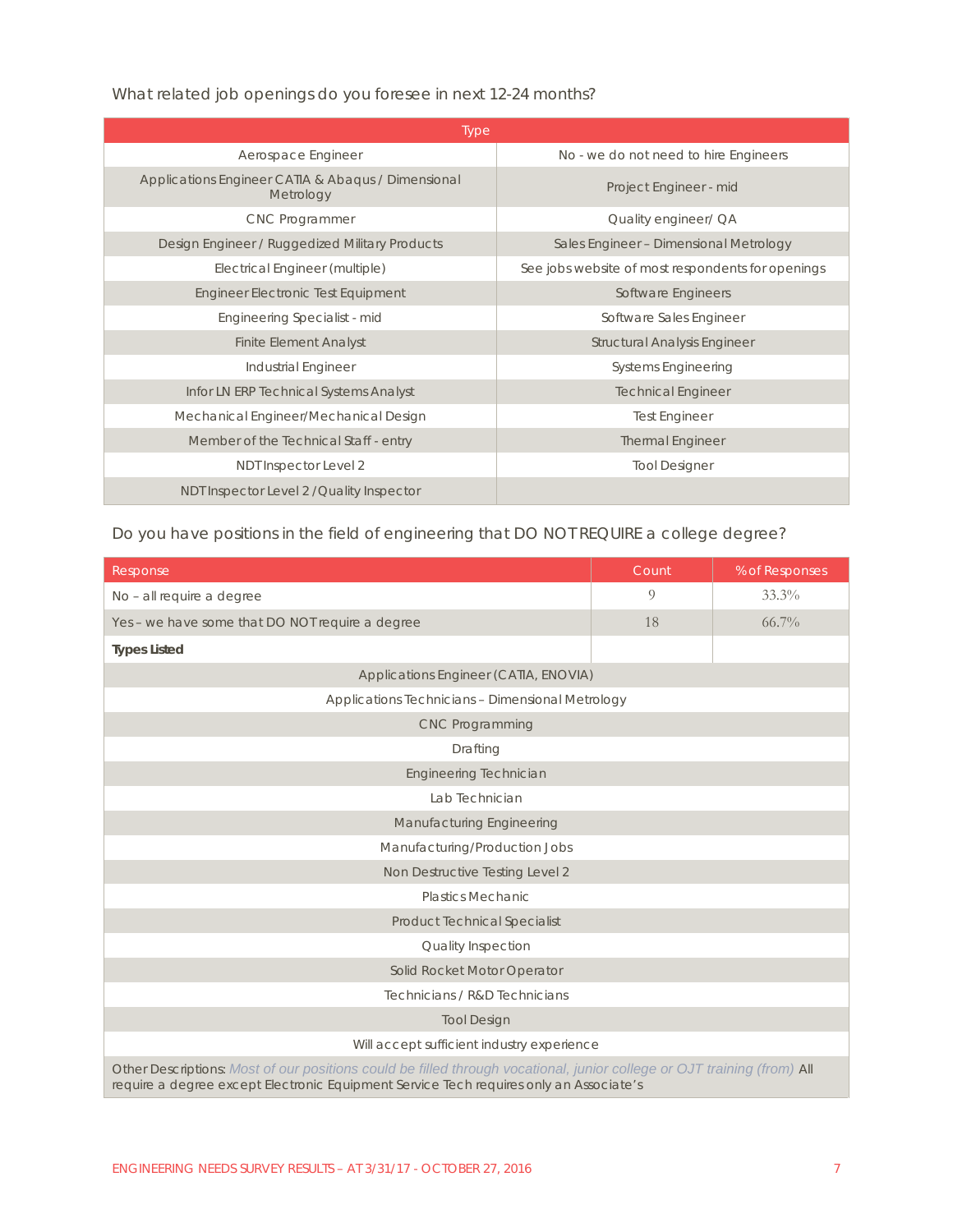What related job openings do you foresee in next 12-24 months?

| Type | |
|---|---|
| Aerospace Engineer | No - we do not need to hire Engineers |
| Applications Engineer CATIA & Abaqus / Dimensional Metrology | Project Engineer - mid |
| CNC Programmer | Quality engineer/ QA |
| Design Engineer / Ruggedized Military Products | Sales Engineer – Dimensional Metrology |
| Electrical Engineer (multiple) | See jobs website of most respondents for openings |
| Engineer Electronic Test Equipment | Software Engineers |
| Engineering Specialist - mid | Software Sales Engineer |
| Finite Element Analyst | Structural Analysis Engineer |
| Industrial Engineer | Systems Engineering |
| Infor LN ERP Technical Systems Analyst | Technical Engineer |
| Mechanical Engineer/Mechanical Design | Test Engineer |
| Member of the Technical Staff - entry | Thermal Engineer |
| NDT Inspector Level 2 | Tool Designer |
| NDT Inspector Level 2 / Quality Inspector | |

Do you have positions in the field of engineering that DO NOT REQUIRE a college degree?

| Response | Count | % of Responses |
|---|---|---|
| No – all require a degree | 9 | 33.3% |
| Yes – we have some that DO NOT require a degree | 18 | 66.7% |
| **Types Listed** | | |
| Applications Engineer (CATIA, ENOVIA) | | |
| Applications Technicians – Dimensional Metrology | | |
| CNC Programming | | |
| Drafting | | |
| Engineering Technician | | |
| Lab Technician | | |
| Manufacturing Engineering | | |
| Manufacturing/Production Jobs | | |
| Non Destructive Testing Level 2 | | |
| Plastics Mechanic | | |
| Product Technical Specialist | | |
| Quality Inspection | | |
| Solid Rocket Motor Operator | | |
| Technicians / R&D Technicians | | |
| Tool Design | | |
| Will accept sufficient industry experience | | |
| Other Descriptions: *Most of our positions could be filled through vocational, junior college or OJT training (from)* All require a degree except Electronic Equipment Service Tech requires only an Associate's | | |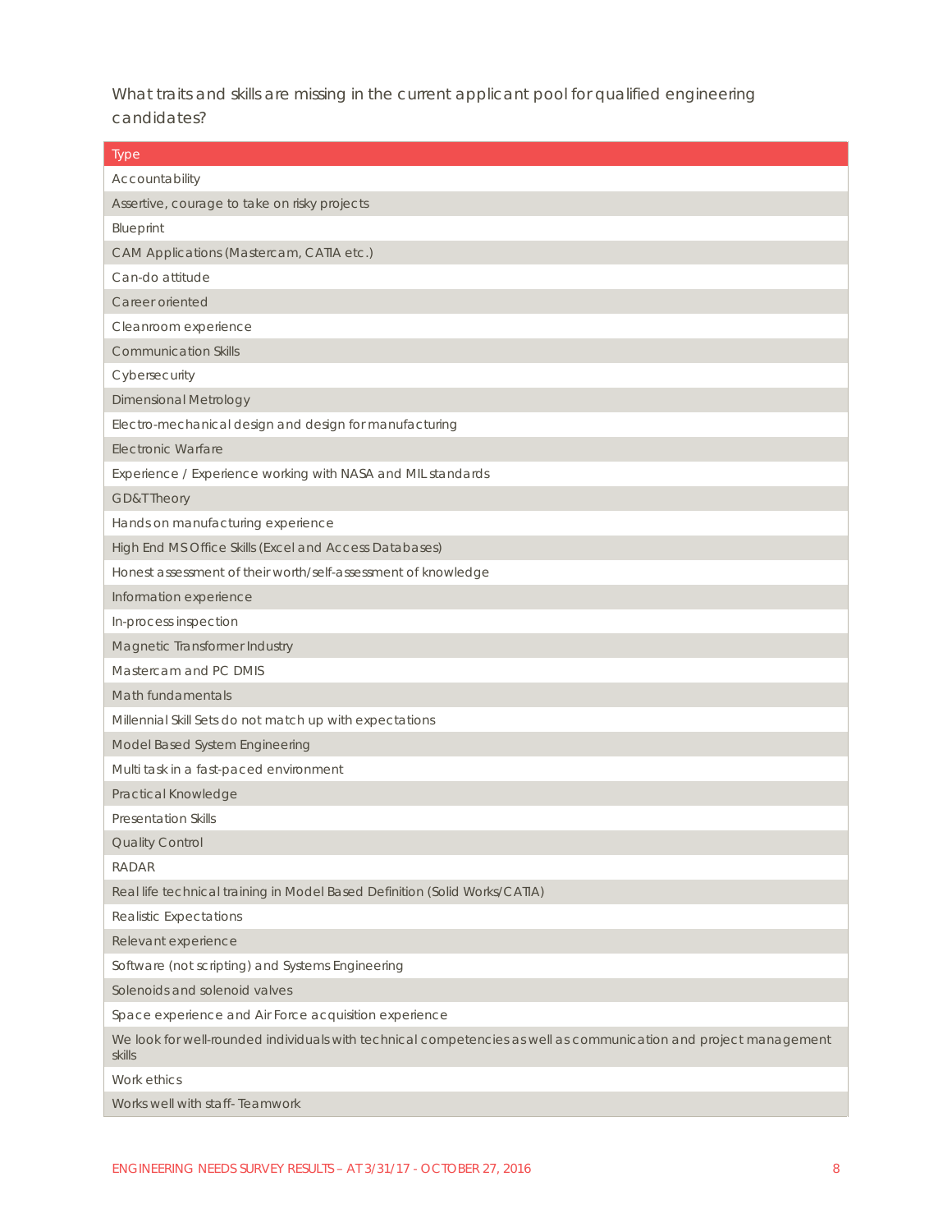What traits and skills are missing in the current applicant pool for qualified engineering candidates?

| Type |
|---|
| Accountability |
| Assertive, courage to take on risky projects |
| Blueprint |
| CAM Applications (Mastercam, CATIA etc.) |
| Can-do attitude |
| Career oriented |
| Cleanroom experience |
| Communication Skills |
| Cybersecurity |
| Dimensional Metrology |
| Electro-mechanical design and design for manufacturing |
| Electronic Warfare |
| Experience / Experience working with NASA and MIL standards |
| GD&T Theory |
| Hands on manufacturing experience |
| High End MS Office Skills (Excel and Access Databases) |
| Honest assessment of their worth/self-assessment of knowledge |
| Information experience |
| In-process inspection |
| Magnetic Transformer Industry |
| Mastercam and PC DMIS |
| Math fundamentals |
| Millennial Skill Sets do not match up with expectations |
| Model Based System Engineering |
| Multi task in a fast-paced environment |
| Practical Knowledge |
| Presentation Skills |
| Quality Control |
| RADAR |
| Real life technical training in Model Based Definition (Solid Works/CATIA) |
| Realistic Expectations |
| Relevant experience |
| Software (not scripting) and Systems Engineering |
| Solenoids and solenoid valves |
| Space experience and Air Force acquisition experience |
| We look for well-rounded individuals with technical competencies as well as communication and project management skills |
| Work ethics |
| Works well with staff- Teamwork |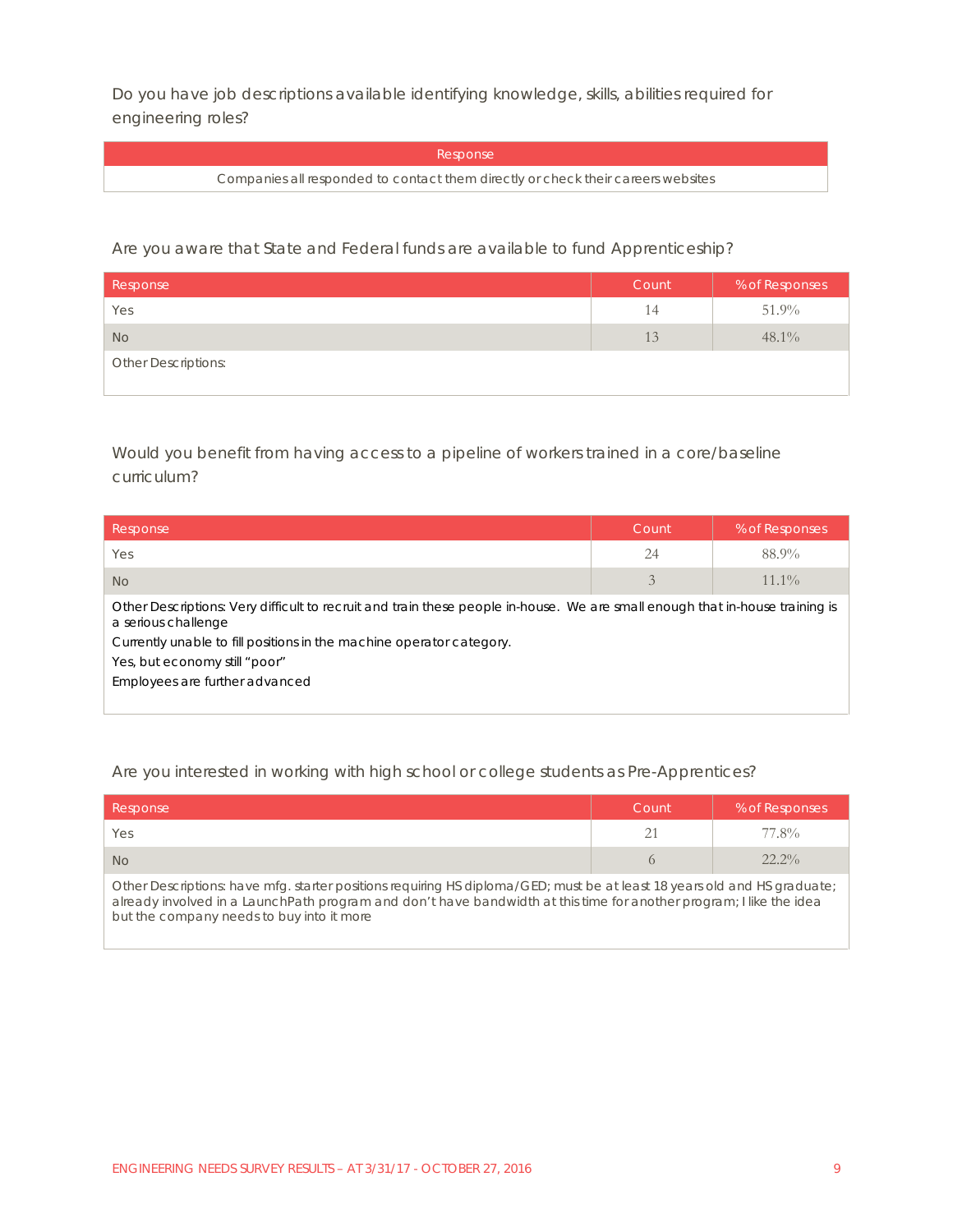Do you have job descriptions available identifying knowledge, skills, abilities required for engineering roles?

| Response |
| --- |
| Companies all responded to contact them directly or check their careers websites |

Are you aware that State and Federal funds are available to fund Apprenticeship?

| Response | Count | % of Responses |
| --- | --- | --- |
| Yes | 14 | 51.9% |
| No | 13 | 48.1% |
| Other Descriptions: | | |

Would you benefit from having access to a pipeline of workers trained in a core/baseline curriculum?

| Response | Count | % of Responses |
| --- | --- | --- |
| Yes | 24 | 88.9% |
| No | 3 | 11.1% |
| Other Descriptions: Very difficult to recruit and train these people in-house. We are small enough that in-house training is a serious challenge<br>Currently unable to fill positions in the machine operator category.<br>Yes, but economy still "poor"<br>Employees are further advanced | | |

Are you interested in working with high school or college students as Pre-Apprentices?

| Response | Count | % of Responses |
| --- | --- | --- |
| Yes | 21 | 77.8% |
| No | 6 | 22.2% |
| Other Descriptions: have mfg. starter positions requiring HS diploma/GED; must be at least 18 years old and HS graduate; already involved in a LaunchPath program and don't have bandwidth at this time for another program; I like the idea but the company needs to buy into it more | | |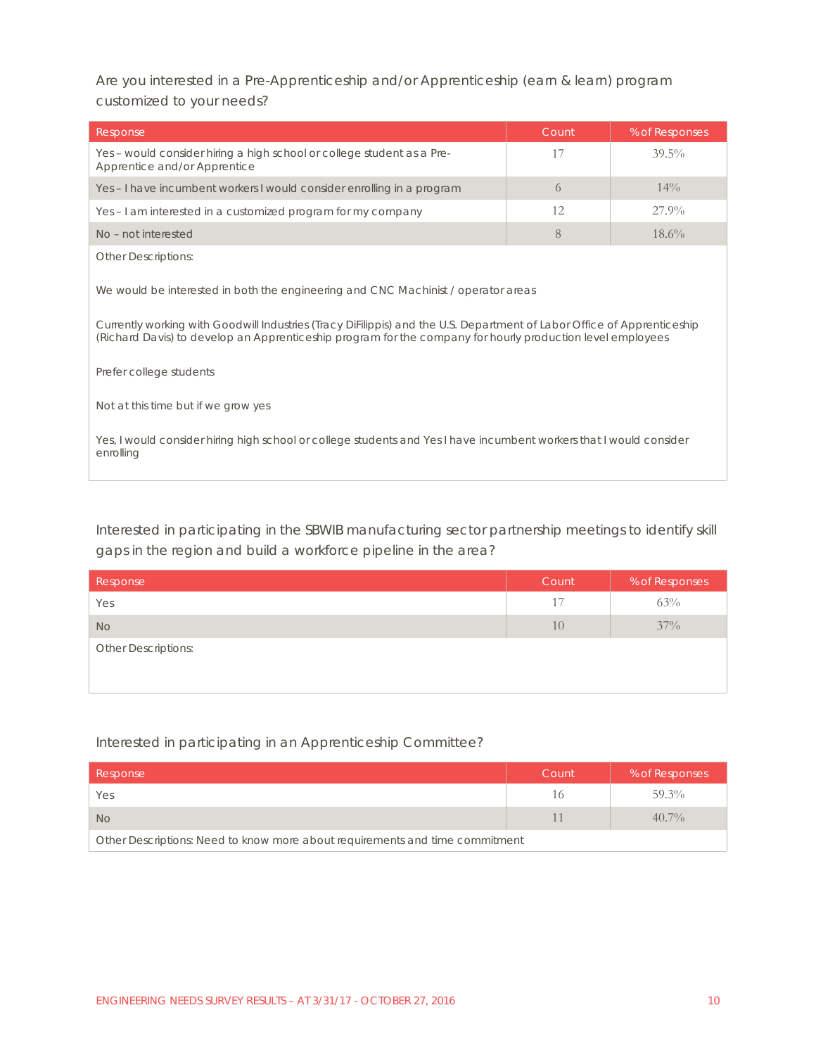Are you interested in a Pre-Apprenticeship and/or Apprenticeship (earn & learn) program customized to your needs?

| Response | Count | % of Responses |
|---|---|---|
| Yes – would consider hiring a high school or college student as a Pre-Apprentice and/or Apprentice | 17 | 39.5% |
| Yes – I have incumbent workers I would consider enrolling in a program | 6 | 14% |
| Yes – I am interested in a customized program for my company | 12 | 27.9% |
| No – not interested | 8 | 18.6% |

Other Descriptions:

We would be interested in both the engineering and CNC Machinist / operator areas

Currently working with Goodwill Industries (Tracy DiFilippis) and the U.S. Department of Labor Office of Apprenticeship (Richard Davis) to develop an Apprenticeship program for the company for hourly production level employees

Prefer college students

Not at this time but if we grow yes

Yes, I would consider hiring high school or college students and Yes I have incumbent workers that I would consider enrolling

Interested in participating in the SBWIB manufacturing sector partnership meetings to identify skill gaps in the region and build a workforce pipeline in the area?

| Response | Count | % of Responses |
|---|---|---|
| Yes | 17 | 63% |
| No | 10 | 37% |

Other Descriptions:

Interested in participating in an Apprenticeship Committee?

| Response | Count | % of Responses |
|---|---|---|
| Yes | 16 | 59.3% |
| No | 11 | 40.7% |

Other Descriptions: Need to know more about requirements and time commitment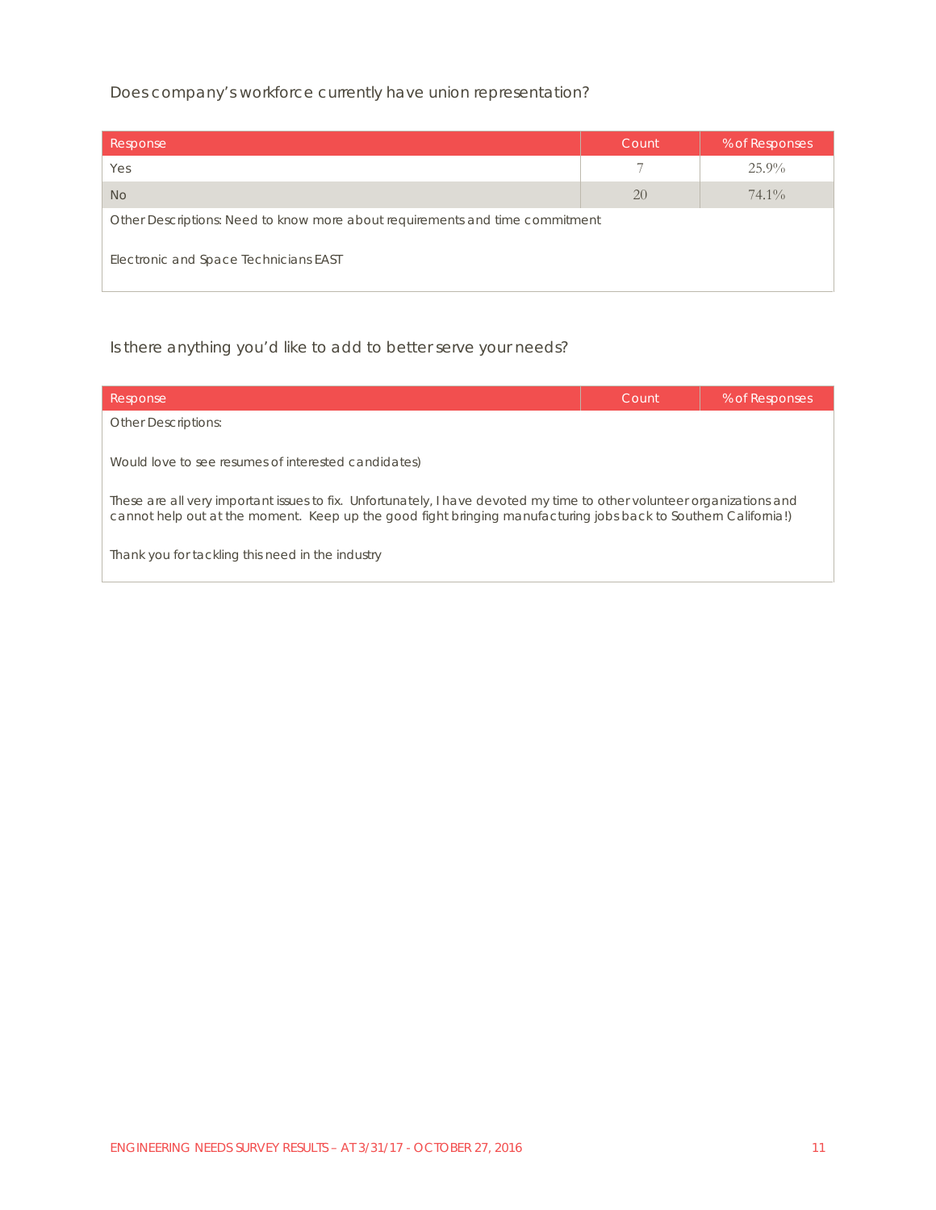Does company's workforce currently have union representation?

| Response | Count | % of Responses |
|---|---|---|
| Yes | 7 | 25.9% |
| No | 20 | 74.1% |
| Other Descriptions: Need to know more about requirements and time commitment<br><br>Electronic and Space Technicians EAST | | |

Is there anything you'd like to add to better serve your needs?

| Response | Count | % of Responses |
|---|---|---|
| Other Descriptions:<br><br>Would love to see resumes of interested candidates)<br><br>These are all very important issues to fix. Unfortunately, I have devoted my time to other volunteer organizations and cannot help out at the moment. Keep up the good fight bringing manufacturing jobs back to Southern California!)<br><br>Thank you for tackling this need in the industry | | |